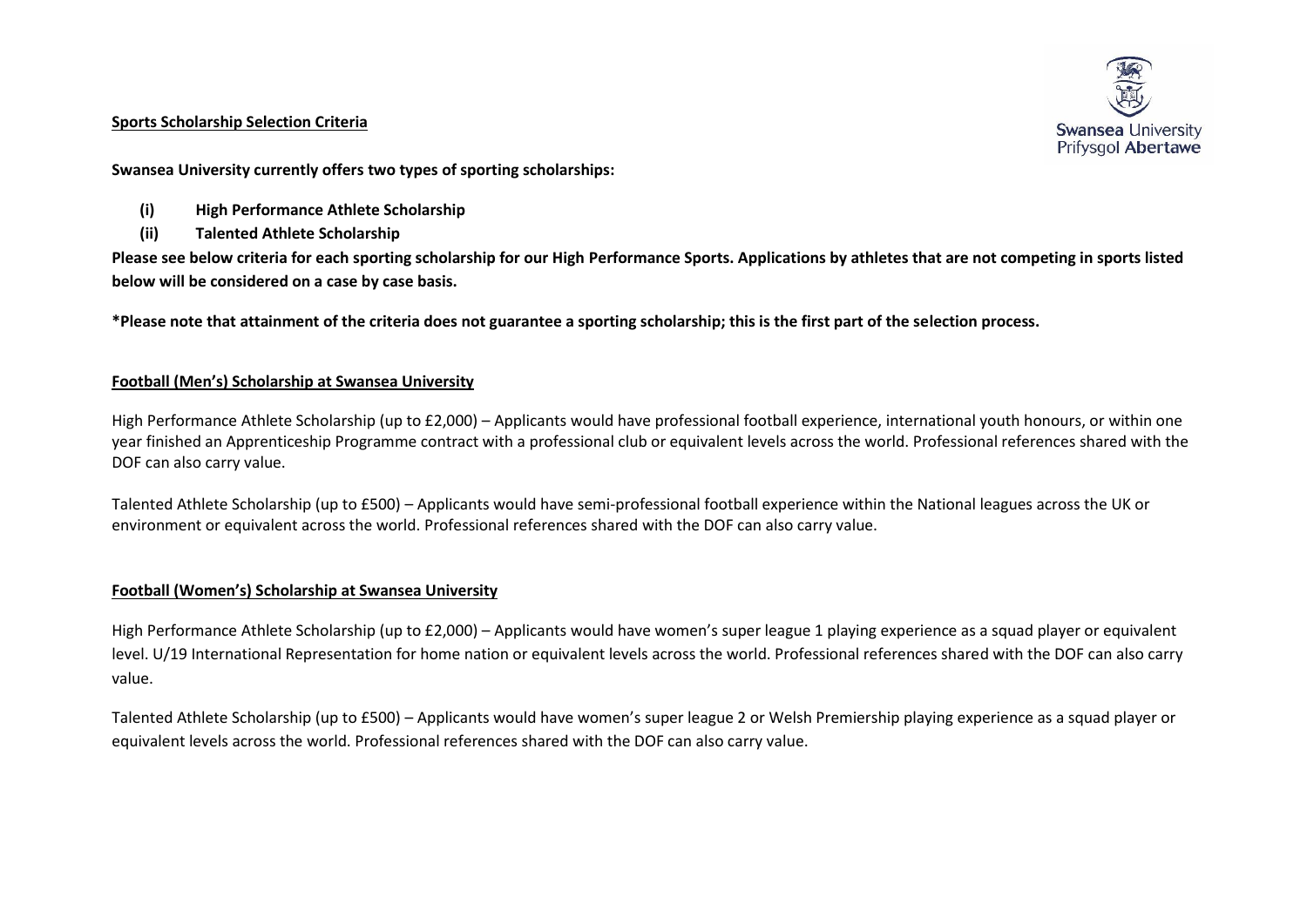**Sports Scholarship Selection Criteria**

**Swansea University currently offers two types of sporting scholarships:**

- **(i) High Performance Athlete Scholarship**
- **(ii) Talented Athlete Scholarship**

**Please see below criteria for each sporting scholarship for our High Performance Sports. Applications by athletes that are not competing in sports listed below will be considered on a case by case basis.**

**\*Please note that attainment of the criteria does not guarantee a sporting scholarship; this is the first part of the selection process.**

## Football (Men's) Scholarship at Swansea University

High Performance Athlete Scholarship (up to £2,000) – Applicants would have professional football experience, international youth honours, or within one year finished an Apprenticeship Programme contract with a professional club or equivalent levels across the world. Professional references shared with the DOF can also carry value.

Talented Athlete Scholarship (up to £500) – Applicants would have semi-professional football experience within the National leagues across the UK or environment or equivalent across the world. Professional references shared with the DOF can also carry value.

## Football (Women's) Scholarship at Swansea University

High Performance Athlete Scholarship (up to £2,000) – Applicants would have women's super league 1 playing experience as a squad player or equivalent level. U/19 International Representation for home nation or equivalent levels across the world. Professional references shared with the DOF can also carry value.

Talented Athlete Scholarship (up to £500) – Applicants would have women's super league 2 or Welsh Premiership playing experience as a squad player or equivalent levels across the world. Professional references shared with the DOF can also carry value.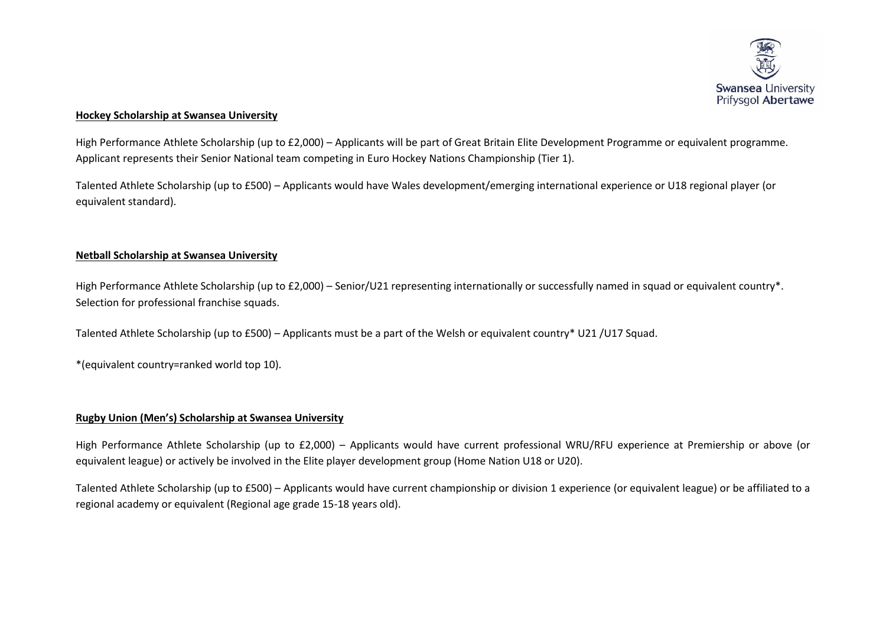**Hockey Scholarship at Swansea University**

High Performance Athlete Scholarship (up to £2,000) – Applicants will be part of Great Britain Elite Development Programme or equivalent programme. Applicant represents their Senior National team competing in Euro Hockey Nations Championship (Tier 1).

Talented Athlete Scholarship (up to £500) – Applicants would have Wales development/emerging international experience or U18 regional player (or equivalent standard).

**Netball Scholarship at Swansea University**

High Performance Athlete Scholarship (up to £2,000) – Senior/U21 representing internationally or successfully named in squad or equivalent country*. Selection for professional franchise squads.

Talented Athlete Scholarship (up to £500) – Applicants must be a part of the Welsh or equivalent country* U21 /U17 Squad.

*(equivalent country=ranked world top 10).

**Rugby Union (Men's) Scholarship at Swansea University**

High Performance Athlete Scholarship (up to £2,000) – Applicants would have current professional WRU/RFU experience at Premiership or above (or equivalent league) or actively be involved in the Elite player development group (Home Nation U18 or U20).

Talented Athlete Scholarship (up to £500) – Applicants would have current championship or division 1 experience (or equivalent league) or be affiliated to a regional academy or equivalent (Regional age grade 15-18 years old).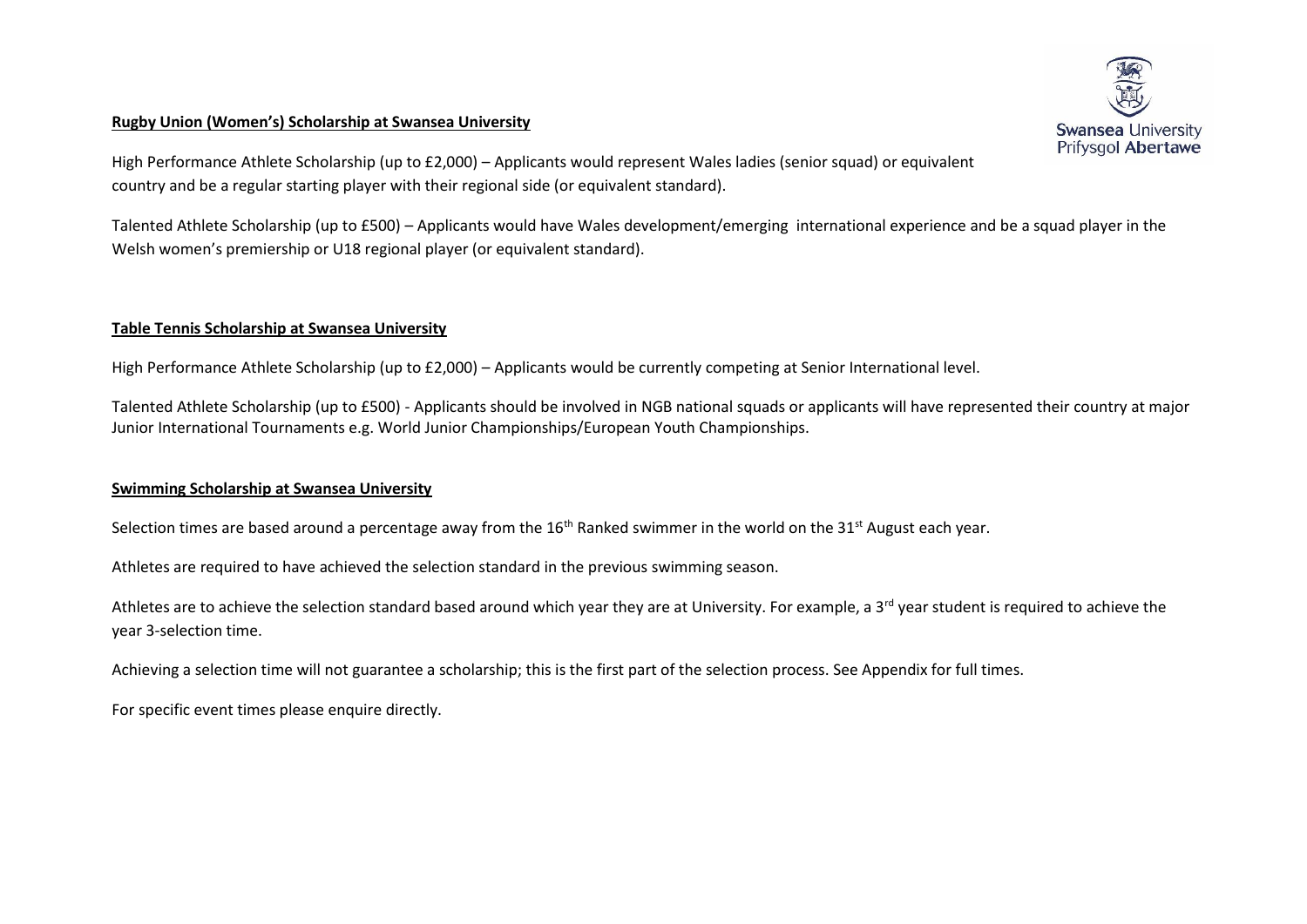**Rugby Union (Women's) Scholarship at Swansea University**

High Performance Athlete Scholarship (up to £2,000) – Applicants would represent Wales ladies (senior squad) or equivalent country and be a regular starting player with their regional side (or equivalent standard).

Talented Athlete Scholarship (up to £500) – Applicants would have Wales development/emerging international experience and be a squad player in the Welsh women's premiership or U18 regional player (or equivalent standard).

**Table Tennis Scholarship at Swansea University**

High Performance Athlete Scholarship (up to £2,000) – Applicants would be currently competing at Senior International level.

Talented Athlete Scholarship (up to £500) - Applicants should be involved in NGB national squads or applicants will have represented their country at major Junior International Tournaments e.g. World Junior Championships/European Youth Championships.

**Swimming Scholarship at Swansea University**

Selection times are based around a percentage away from the 16th Ranked swimmer in the world on the 31st August each year.

Athletes are required to have achieved the selection standard in the previous swimming season.

Athletes are to achieve the selection standard based around which year they are at University. For example, a 3rd year student is required to achieve the year 3-selection time.

Achieving a selection time will not guarantee a scholarship; this is the first part of the selection process. See Appendix for full times.

For specific event times please enquire directly.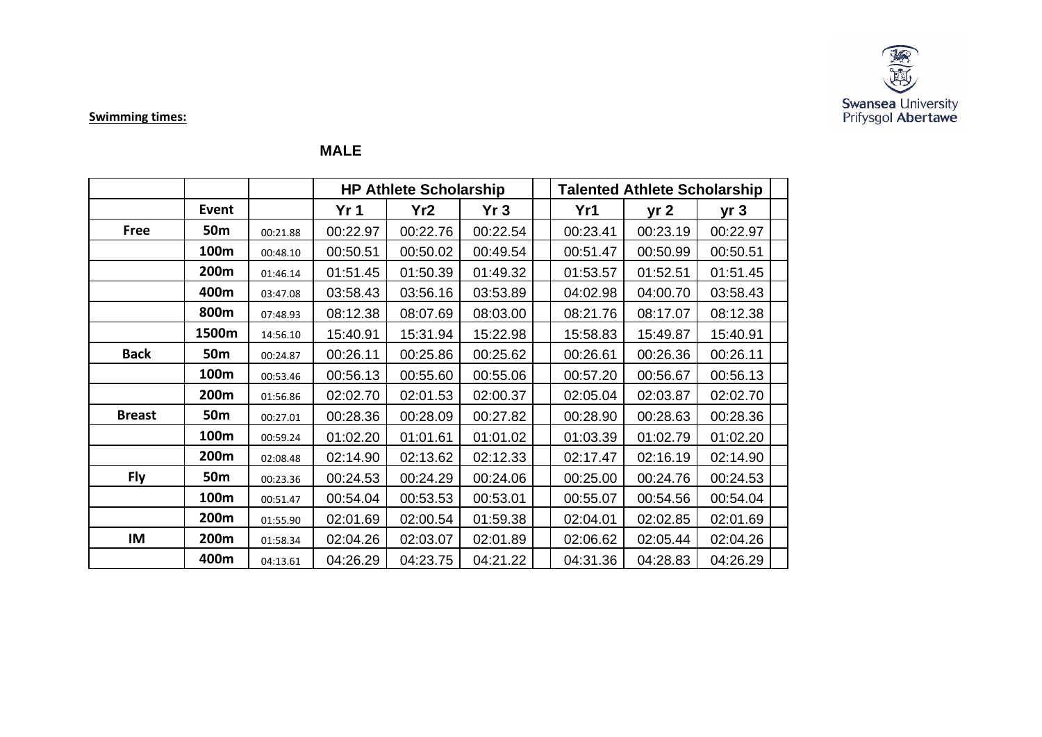**Swimming times:**

**MALE**

| | | | HP Athlete Scholarship | | | | Talented Athlete Scholarship | | | |
|---|---|---|---|---|---|---|---|---|---|---|
| | **Event** | | **Yr 1** | **Yr2** | **Yr 3** | | **Yr1** | **yr 2** | **yr 3** | |
| **Free** | **50m** | 00:21.88 | 00:22.97 | 00:22.76 | 00:22.54 | | 00:23.41 | 00:23.19 | 00:22.97 | |
| | **100m** | 00:48.10 | 00:50.51 | 00:50.02 | 00:49.54 | | 00:51.47 | 00:50.99 | 00:50.51 | |
| | **200m** | 01:46.14 | 01:51.45 | 01:50.39 | 01:49.32 | | 01:53.57 | 01:52.51 | 01:51.45 | |
| | **400m** | 03:47.08 | 03:58.43 | 03:56.16 | 03:53.89 | | 04:02.98 | 04:00.70 | 03:58.43 | |
| | **800m** | 07:48.93 | 08:12.38 | 08:07.69 | 08:03.00 | | 08:21.76 | 08:17.07 | 08:12.38 | |
| | **1500m** | 14:56.10 | 15:40.91 | 15:31.94 | 15:22.98 | | 15:58.83 | 15:49.87 | 15:40.91 | |
| **Back** | **50m** | 00:24.87 | 00:26.11 | 00:25.86 | 00:25.62 | | 00:26.61 | 00:26.36 | 00:26.11 | |
| | **100m** | 00:53.46 | 00:56.13 | 00:55.60 | 00:55.06 | | 00:57.20 | 00:56.67 | 00:56.13 | |
| | **200m** | 01:56.86 | 02:02.70 | 02:01.53 | 02:00.37 | | 02:05.04 | 02:03.87 | 02:02.70 | |
| **Breast** | **50m** | 00:27.01 | 00:28.36 | 00:28.09 | 00:27.82 | | 00:28.90 | 00:28.63 | 00:28.36 | |
| | **100m** | 00:59.24 | 01:02.20 | 01:01.61 | 01:01.02 | | 01:03.39 | 01:02.79 | 01:02.20 | |
| | **200m** | 02:08.48 | 02:14.90 | 02:13.62 | 02:12.33 | | 02:17.47 | 02:16.19 | 02:14.90 | |
| **Fly** | **50m** | 00:23.36 | 00:24.53 | 00:24.29 | 00:24.06 | | 00:25.00 | 00:24.76 | 00:24.53 | |
| | **100m** | 00:51.47 | 00:54.04 | 00:53.53 | 00:53.01 | | 00:55.07 | 00:54.56 | 00:54.04 | |
| | **200m** | 01:55.90 | 02:01.69 | 02:00.54 | 01:59.38 | | 02:04.01 | 02:02.85 | 02:01.69 | |
| **IM** | **200m** | 01:58.34 | 02:04.26 | 02:03.07 | 02:01.89 | | 02:06.62 | 02:05.44 | 02:04.26 | |
| | **400m** | 04:13.61 | 04:26.29 | 04:23.75 | 04:21.22 | | 04:31.36 | 04:28.83 | 04:26.29 | |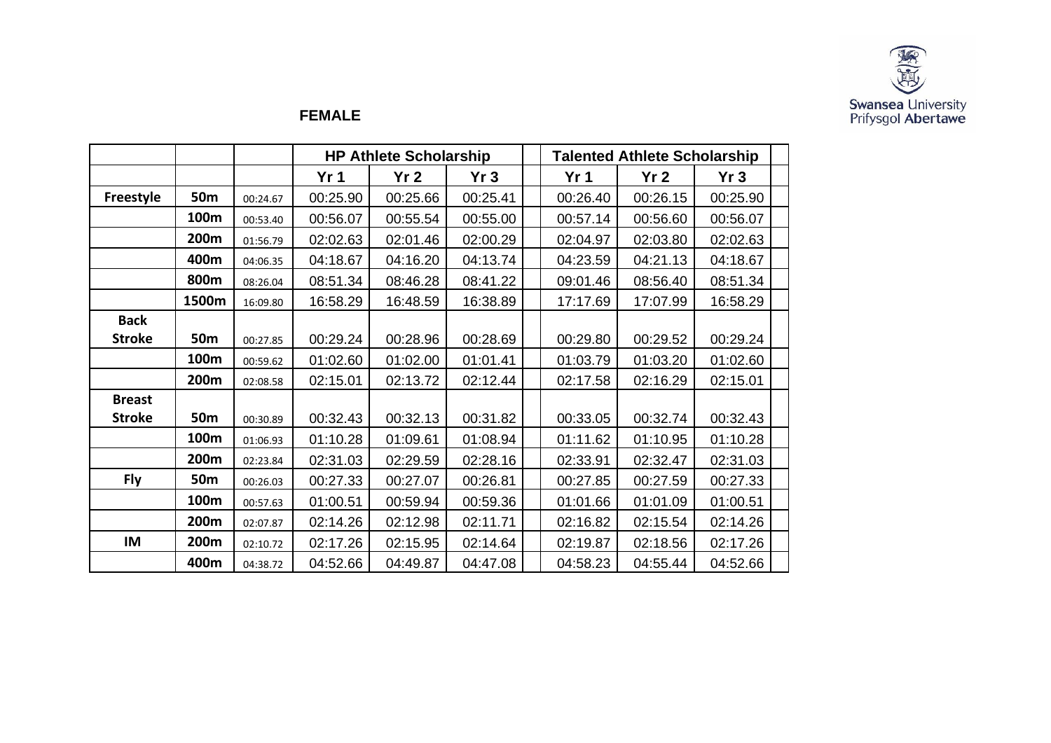Swansea University
Prifysgol Abertawe

**FEMALE**

| | | | HP Athlete Scholarship | | | | Talented Athlete Scholarship | | | |
|---|---|---|---|---|---|---|---|---|---|---|
| | | | Yr 1 | Yr 2 | Yr 3 | | Yr 1 | Yr 2 | Yr 3 | |
| **Freestyle** | **50m** | 00:24.67 | 00:25.90 | 00:25.66 | 00:25.41 | | 00:26.40 | 00:26.15 | 00:25.90 | |
| | **100m** | 00:53.40 | 00:56.07 | 00:55.54 | 00:55.00 | | 00:57.14 | 00:56.60 | 00:56.07 | |
| | **200m** | 01:56.79 | 02:02.63 | 02:01.46 | 02:00.29 | | 02:04.97 | 02:03.80 | 02:02.63 | |
| | **400m** | 04:06.35 | 04:18.67 | 04:16.20 | 04:13.74 | | 04:23.59 | 04:21.13 | 04:18.67 | |
| | **800m** | 08:26.04 | 08:51.34 | 08:46.28 | 08:41.22 | | 09:01.46 | 08:56.40 | 08:51.34 | |
| | **1500m** | 16:09.80 | 16:58.29 | 16:48.59 | 16:38.89 | | 17:17.69 | 17:07.99 | 16:58.29 | |
| **Back Stroke** | **50m** | 00:27.85 | 00:29.24 | 00:28.96 | 00:28.69 | | 00:29.80 | 00:29.52 | 00:29.24 | |
| | **100m** | 00:59.62 | 01:02.60 | 01:02.00 | 01:01.41 | | 01:03.79 | 01:03.20 | 01:02.60 | |
| | **200m** | 02:08.58 | 02:15.01 | 02:13.72 | 02:12.44 | | 02:17.58 | 02:16.29 | 02:15.01 | |
| **Breast Stroke** | **50m** | 00:30.89 | 00:32.43 | 00:32.13 | 00:31.82 | | 00:33.05 | 00:32.74 | 00:32.43 | |
| | **100m** | 01:06.93 | 01:10.28 | 01:09.61 | 01:08.94 | | 01:11.62 | 01:10.95 | 01:10.28 | |
| | **200m** | 02:23.84 | 02:31.03 | 02:29.59 | 02:28.16 | | 02:33.91 | 02:32.47 | 02:31.03 | |
| **Fly** | **50m** | 00:26.03 | 00:27.33 | 00:27.07 | 00:26.81 | | 00:27.85 | 00:27.59 | 00:27.33 | |
| | **100m** | 00:57.63 | 01:00.51 | 00:59.94 | 00:59.36 | | 01:01.66 | 01:01.09 | 01:00.51 | |
| | **200m** | 02:07.87 | 02:14.26 | 02:12.98 | 02:11.71 | | 02:16.82 | 02:15.54 | 02:14.26 | |
| **IM** | **200m** | 02:10.72 | 02:17.26 | 02:15.95 | 02:14.64 | | 02:19.87 | 02:18.56 | 02:17.26 | |
| | **400m** | 04:38.72 | 04:52.66 | 04:49.87 | 04:47.08 | | 04:58.23 | 04:55.44 | 04:52.66 | |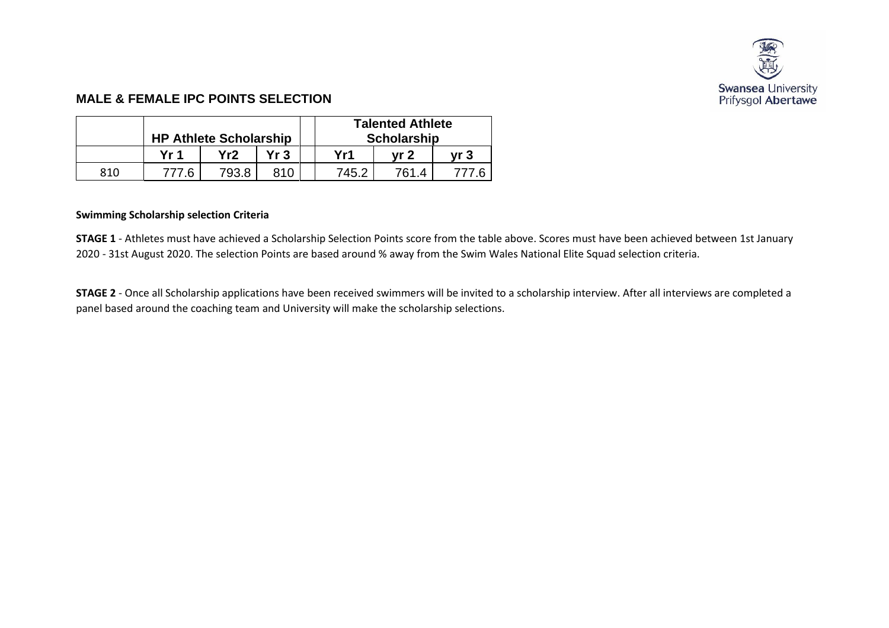## MALE & FEMALE IPC POINTS SELECTION

| | HP Athlete Scholarship | | | | Talented Athlete Scholarship | | |
|---|---|---|---|---|---|---|---|
| | Yr 1 | Yr2 | Yr 3 | | Yr1 | yr 2 | yr 3 |
| 810 | 777.6 | 793.8 | 810 | | 745.2 | 761.4 | 777.6 |

**Swimming Scholarship selection Criteria**

**STAGE 1** - Athletes must have achieved a Scholarship Selection Points score from the table above. Scores must have been achieved between 1st January 2020 - 31st August 2020. The selection Points are based around % away from the Swim Wales National Elite Squad selection criteria.

**STAGE 2** - Once all Scholarship applications have been received swimmers will be invited to a scholarship interview. After all interviews are completed a panel based around the coaching team and University will make the scholarship selections.